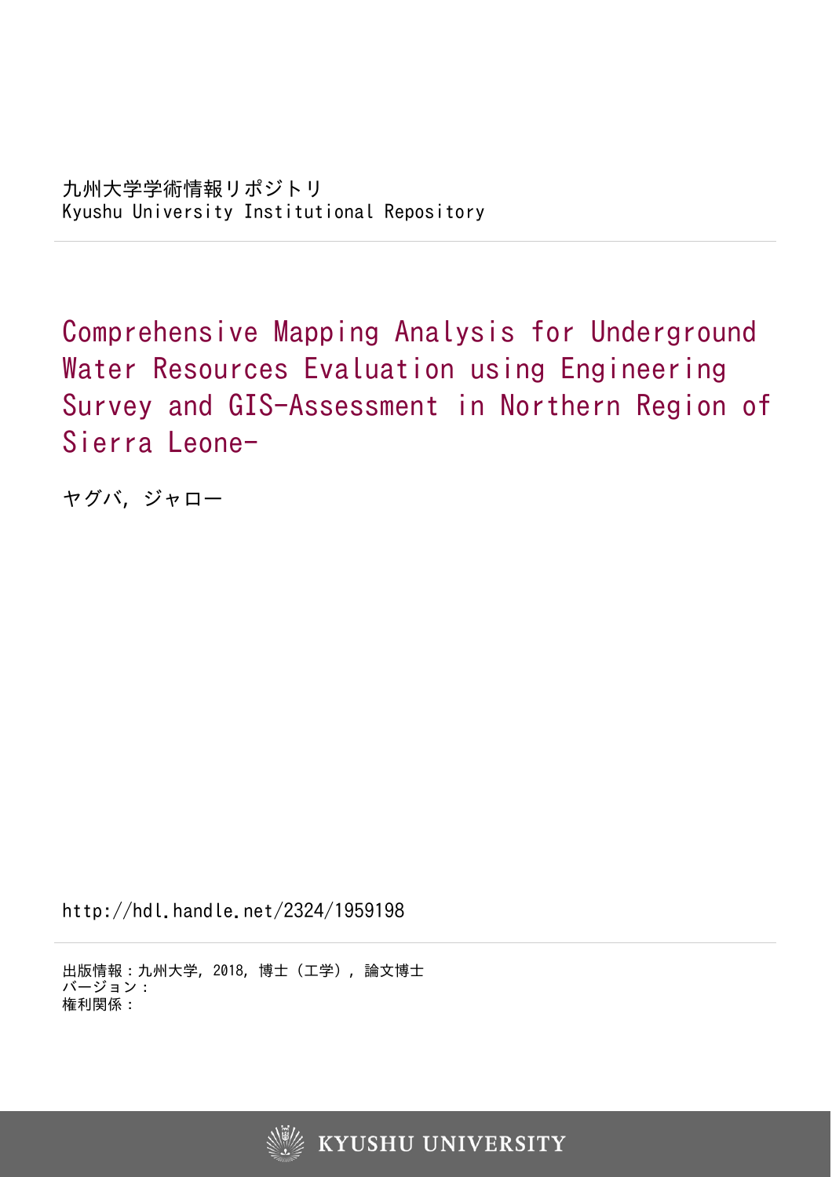九州大学学術情報リポジトリ
Kyushu University Institutional Repository

# Comprehensive Mapping Analysis for Underground Water Resources Evaluation using Engineering Survey and GIS-Assessment in Northern Region of Sierra Leone-

ヤグバ, ジャロー

http://hdl.handle.net/2324/1959198

出版情報：九州大学, 2018, 博士（工学）, 論文博士
バージョン：
権利関係：

KYUSHU UNIVERSITY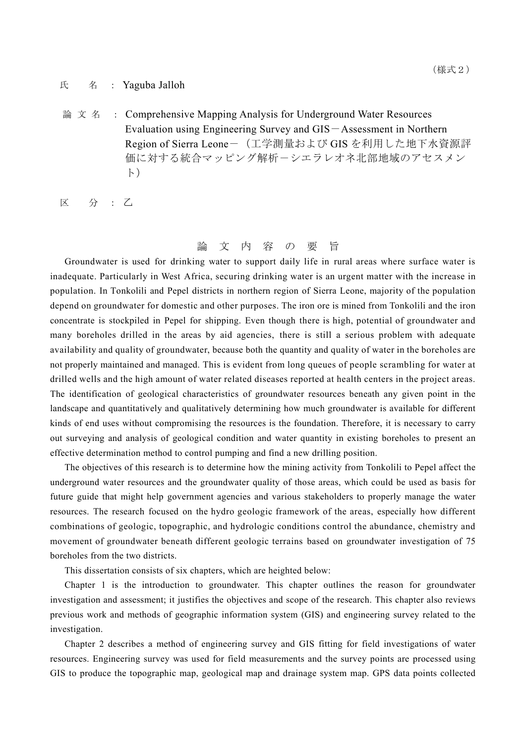（様式２）

氏　　名 ： Yaguba Jalloh

論 文 名 ： Comprehensive Mapping Analysis for Underground Water Resources Evaluation using Engineering Survey and GIS－Assessment in Northern Region of Sierra Leone－（工学測量および GIS を利用した地下水資源評価に対する統合マッピング解析－シエラレオネ北部地域のアセスメント）

区　　分 ： 乙

## 論 文 内 容 の 要 旨

Groundwater is used for drinking water to support daily life in rural areas where surface water is inadequate. Particularly in West Africa, securing drinking water is an urgent matter with the increase in population. In Tonkolili and Pepel districts in northern region of Sierra Leone, majority of the population depend on groundwater for domestic and other purposes. The iron ore is mined from Tonkolili and the iron concentrate is stockpiled in Pepel for shipping. Even though there is high, potential of groundwater and many boreholes drilled in the areas by aid agencies, there is still a serious problem with adequate availability and quality of groundwater, because both the quantity and quality of water in the boreholes are not properly maintained and managed. This is evident from long queues of people scrambling for water at drilled wells and the high amount of water related diseases reported at health centers in the project areas. The identification of geological characteristics of groundwater resources beneath any given point in the landscape and quantitatively and qualitatively determining how much groundwater is available for different kinds of end uses without compromising the resources is the foundation. Therefore, it is necessary to carry out surveying and analysis of geological condition and water quantity in existing boreholes to present an effective determination method to control pumping and find a new drilling position.

The objectives of this research is to determine how the mining activity from Tonkolili to Pepel affect the underground water resources and the groundwater quality of those areas, which could be used as basis for future guide that might help government agencies and various stakeholders to properly manage the water resources. The research focused on the hydro geologic framework of the areas, especially how different combinations of geologic, topographic, and hydrologic conditions control the abundance, chemistry and movement of groundwater beneath different geologic terrains based on groundwater investigation of 75 boreholes from the two districts.

This dissertation consists of six chapters, which are heighted below:

Chapter 1 is the introduction to groundwater. This chapter outlines the reason for groundwater investigation and assessment; it justifies the objectives and scope of the research. This chapter also reviews previous work and methods of geographic information system (GIS) and engineering survey related to the investigation.

Chapter 2 describes a method of engineering survey and GIS fitting for field investigations of water resources. Engineering survey was used for field measurements and the survey points are processed using GIS to produce the topographic map, geological map and drainage system map. GPS data points collected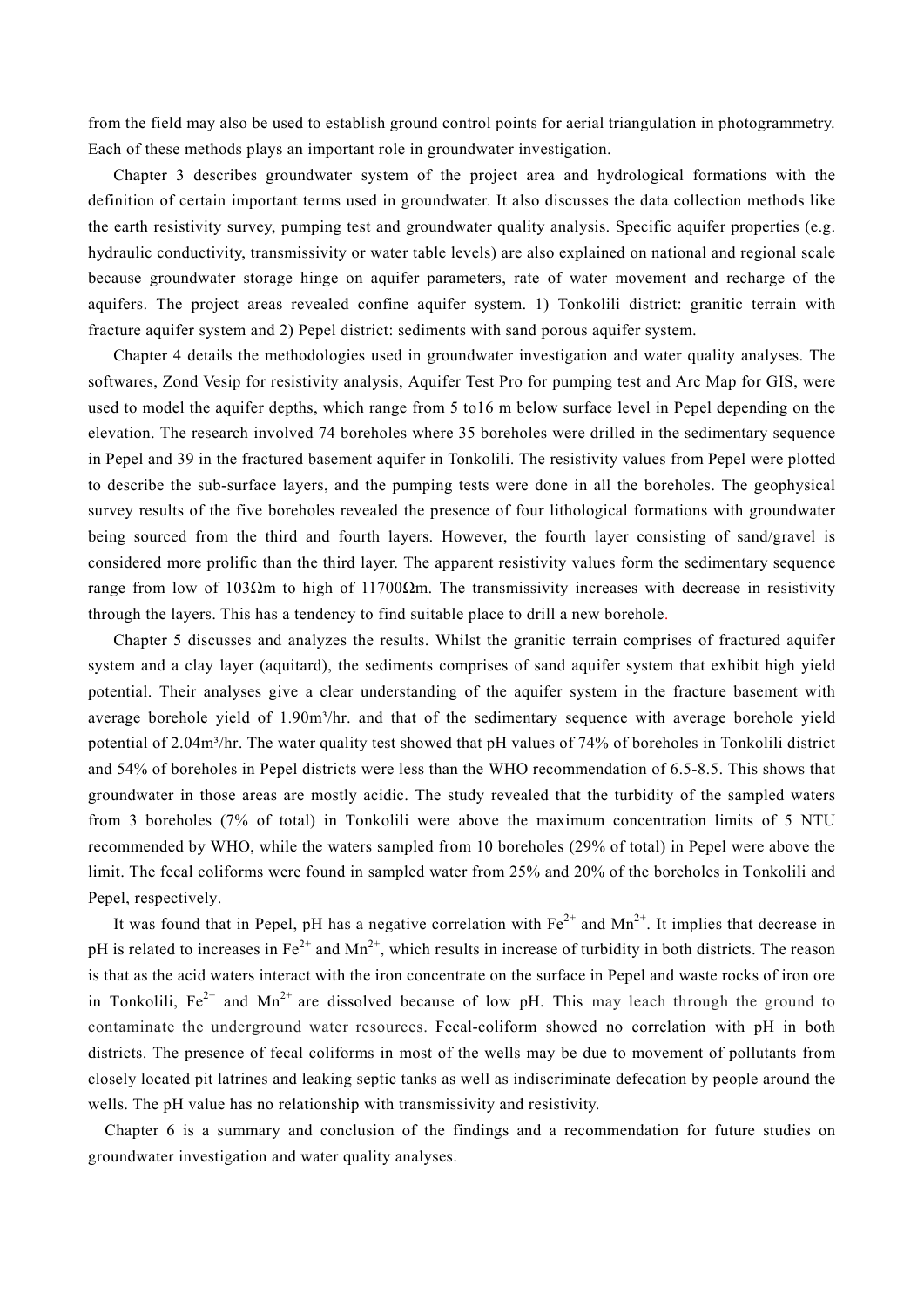from the field may also be used to establish ground control points for aerial triangulation in photogrammetry. Each of these methods plays an important role in groundwater investigation.

Chapter 3 describes groundwater system of the project area and hydrological formations with the definition of certain important terms used in groundwater. It also discusses the data collection methods like the earth resistivity survey, pumping test and groundwater quality analysis. Specific aquifer properties (e.g. hydraulic conductivity, transmissivity or water table levels) are also explained on national and regional scale because groundwater storage hinge on aquifer parameters, rate of water movement and recharge of the aquifers. The project areas revealed confine aquifer system. 1) Tonkolili district: granitic terrain with fracture aquifer system and 2) Pepel district: sediments with sand porous aquifer system.

Chapter 4 details the methodologies used in groundwater investigation and water quality analyses. The softwares, Zond Vesip for resistivity analysis, Aquifer Test Pro for pumping test and Arc Map for GIS, were used to model the aquifer depths, which range from 5 to16 m below surface level in Pepel depending on the elevation. The research involved 74 boreholes where 35 boreholes were drilled in the sedimentary sequence in Pepel and 39 in the fractured basement aquifer in Tonkolili. The resistivity values from Pepel were plotted to describe the sub-surface layers, and the pumping tests were done in all the boreholes. The geophysical survey results of the five boreholes revealed the presence of four lithological formations with groundwater being sourced from the third and fourth layers. However, the fourth layer consisting of sand/gravel is considered more prolific than the third layer. The apparent resistivity values form the sedimentary sequence range from low of 103Ωm to high of 11700Ωm. The transmissivity increases with decrease in resistivity through the layers. This has a tendency to find suitable place to drill a new borehole.

Chapter 5 discusses and analyzes the results. Whilst the granitic terrain comprises of fractured aquifer system and a clay layer (aquitard), the sediments comprises of sand aquifer system that exhibit high yield potential. Their analyses give a clear understanding of the aquifer system in the fracture basement with average borehole yield of 1.90m³/hr. and that of the sedimentary sequence with average borehole yield potential of 2.04m³/hr. The water quality test showed that pH values of 74% of boreholes in Tonkolili district and 54% of boreholes in Pepel districts were less than the WHO recommendation of 6.5-8.5. This shows that groundwater in those areas are mostly acidic. The study revealed that the turbidity of the sampled waters from 3 boreholes (7% of total) in Tonkolili were above the maximum concentration limits of 5 NTU recommended by WHO, while the waters sampled from 10 boreholes (29% of total) in Pepel were above the limit. The fecal coliforms were found in sampled water from 25% and 20% of the boreholes in Tonkolili and Pepel, respectively.

It was found that in Pepel, pH has a negative correlation with $Fe^{2+}$ and $Mn^{2+}$. It implies that decrease in pH is related to increases in $Fe^{2+}$ and $Mn^{2+}$, which results in increase of turbidity in both districts. The reason is that as the acid waters interact with the iron concentrate on the surface in Pepel and waste rocks of iron ore in Tonkolili, $Fe^{2+}$ and $Mn^{2+}$ are dissolved because of low pH. This may leach through the ground to contaminate the underground water resources. Fecal-coliform showed no correlation with pH in both districts. The presence of fecal coliforms in most of the wells may be due to movement of pollutants from closely located pit latrines and leaking septic tanks as well as indiscriminate defecation by people around the wells. The pH value has no relationship with transmissivity and resistivity.

Chapter 6 is a summary and conclusion of the findings and a recommendation for future studies on groundwater investigation and water quality analyses.